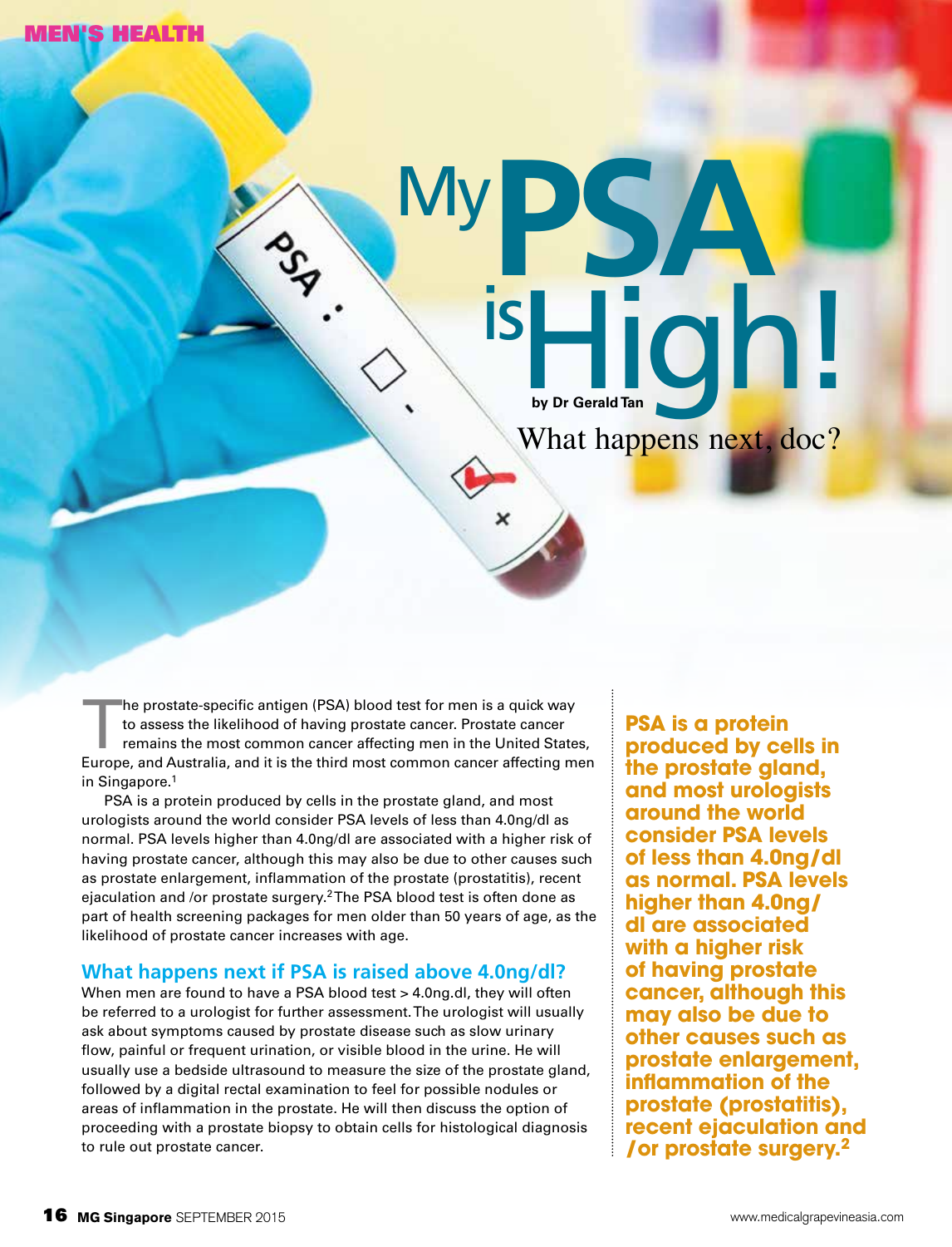MEN'S HEALTH

# My PSA is High!

by Dr Gerald Tan

## What happens next, doc?

The prostate-specific antigen (PSA) blood test for men is a quick way to assess the likelihood of having prostate cancer. Prostate cancer remains the most common cancer affecting men in the United States, Europe, and Australia, and it is the third most common cancer affecting men in Singapore.[1]

PSA is a protein produced by cells in the prostate gland, and most urologists around the world consider PSA levels of less than 4.0ng/dl as normal. PSA levels higher than 4.0ng/dl are associated with a higher risk of having prostate cancer, although this may also be due to other causes such as prostate enlargement, inflammation of the prostate (prostatitis), recent ejaculation and /or prostate surgery.[2] The PSA blood test is often done as part of health screening packages for men older than 50 years of age, as the likelihood of prostate cancer increases with age.

### What happens next if PSA is raised above 4.0ng/dl?

When men are found to have a PSA blood test > 4.0ng.dl, they will often be referred to a urologist for further assessment. The urologist will usually ask about symptoms caused by prostate disease such as slow urinary flow, painful or frequent urination, or visible blood in the urine. He will usually use a bedside ultrasound to measure the size of the prostate gland, followed by a digital rectal examination to feel for possible nodules or areas of inflammation in the prostate. He will then discuss the option of proceeding with a prostate biopsy to obtain cells for histological diagnosis to rule out prostate cancer.

**PSA is a protein produced by cells in the prostate gland, and most urologists around the world consider PSA levels of less than 4.0ng/dl as normal. PSA levels higher than 4.0ng/dl are associated with a higher risk of having prostate cancer, although this may also be due to other causes such as prostate enlargement, inflammation of the prostate (prostatitis), recent ejaculation and /or prostate surgery.[2]**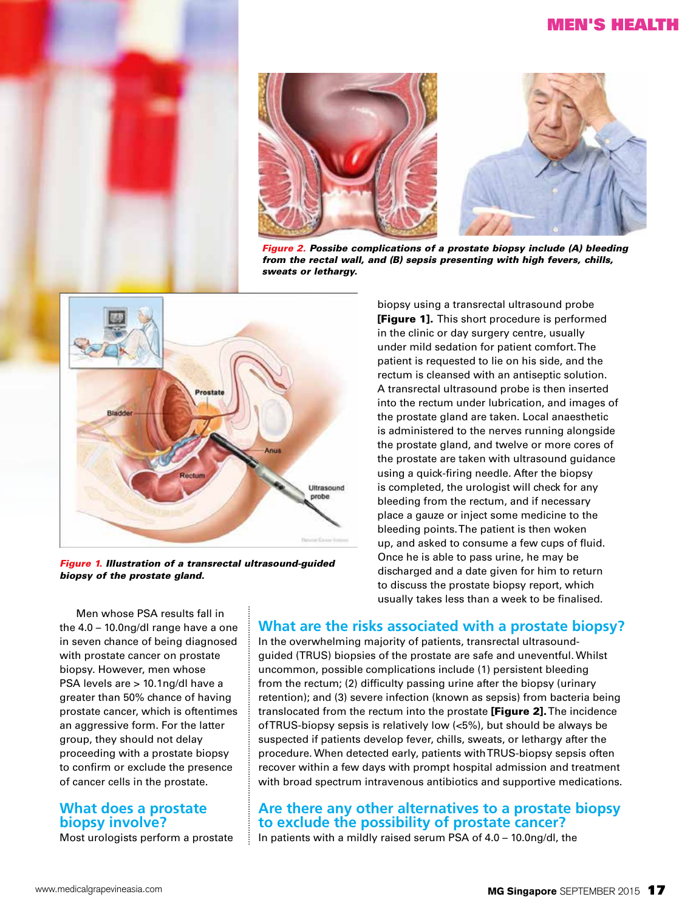*Figure 2. Possibe complications of a prostate biopsy include (A) bleeding from the rectal wall, and (B) sepsis presenting with high fevers, chills, sweats or lethargy.*

*Figure 1. Illustration of a transrectal ultrasound-guided biopsy of the prostate gland.*

Men whose PSA results fall in the 4.0 – 10.0ng/dl range have a one in seven chance of being diagnosed with prostate cancer on prostate biopsy. However, men whose PSA levels are > 10.1ng/dl have a greater than 50% chance of having prostate cancer, which is oftentimes an aggressive form. For the latter group, they should not delay proceeding with a prostate biopsy to confirm or exclude the presence of cancer cells in the prostate.

## What does a prostate biopsy involve?

Most urologists perform a prostate biopsy using a transrectal ultrasound probe **[Figure 1].** This short procedure is performed in the clinic or day surgery centre, usually under mild sedation for patient comfort. The patient is requested to lie on his side, and the rectum is cleansed with an antiseptic solution. A transrectal ultrasound probe is then inserted into the rectum under lubrication, and images of the prostate gland are taken. Local anaesthetic is administered to the nerves running alongside the prostate gland, and twelve or more cores of the prostate are taken with ultrasound guidance using a quick-firing needle. After the biopsy is completed, the urologist will check for any bleeding from the rectum, and if necessary place a gauze or inject some medicine to the bleeding points. The patient is then woken up, and asked to consume a few cups of fluid. Once he is able to pass urine, he may be discharged and a date given for him to return to discuss the prostate biopsy report, which usually takes less than a week to be finalised.

## What are the risks associated with a prostate biopsy?

In the overwhelming majority of patients, transrectal ultrasound-guided (TRUS) biopsies of the prostate are safe and uneventful. Whilst uncommon, possible complications include (1) persistent bleeding from the rectum; (2) difficulty passing urine after the biopsy (urinary retention); and (3) severe infection (known as sepsis) from bacteria being translocated from the rectum into the prostate **[Figure 2].** The incidence of TRUS-biopsy sepsis is relatively low (<5%), but should be always be suspected if patients develop fever, chills, sweats, or lethargy after the procedure. When detected early, patients with TRUS-biopsy sepsis often recover within a few days with prompt hospital admission and treatment with broad spectrum intravenous antibiotics and supportive medications.

## Are there any other alternatives to a prostate biopsy to exclude the possibility of prostate cancer?

In patients with a mildly raised serum PSA of 4.0 – 10.0ng/dl, the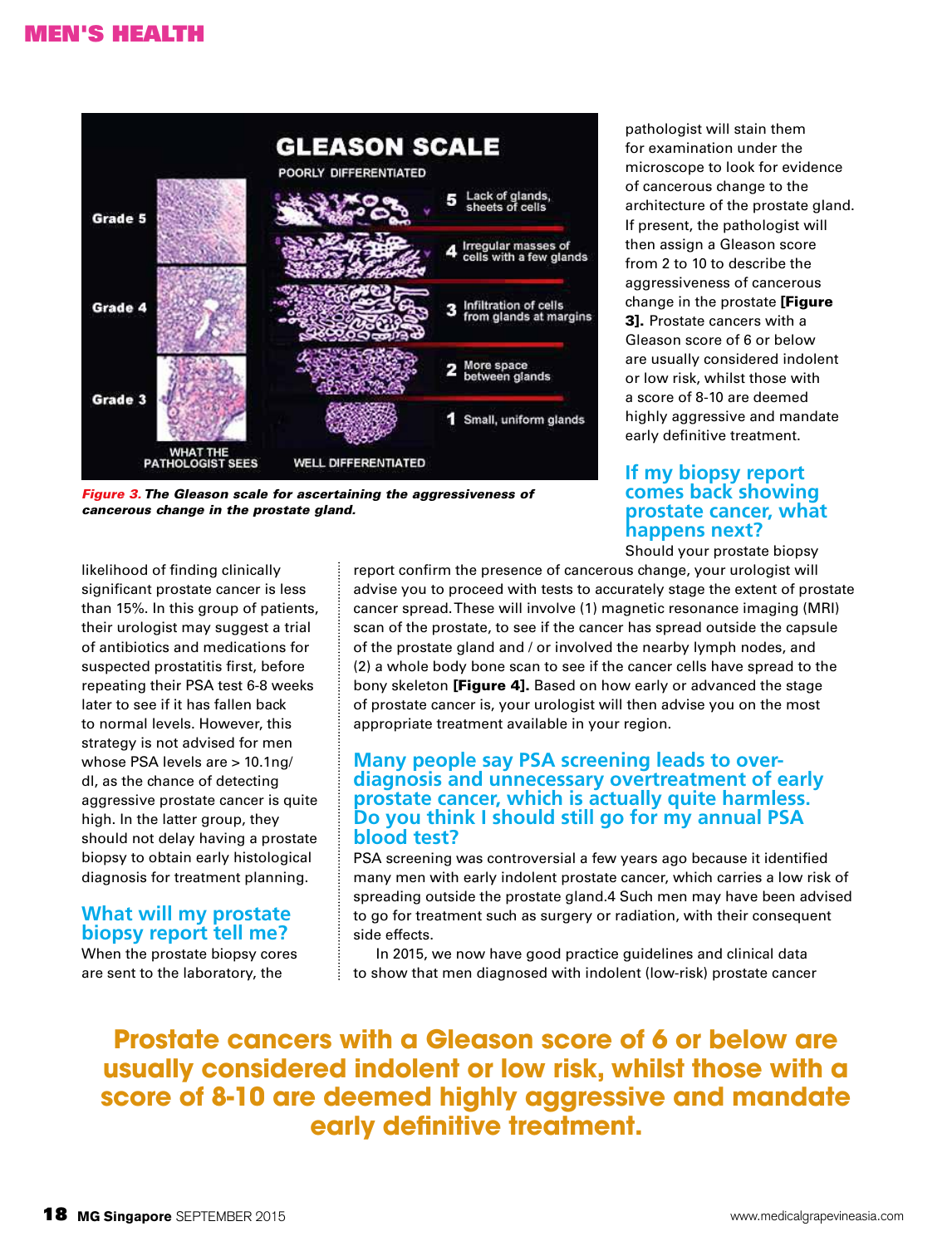Figure 3. The Gleason scale for ascertaining the aggressiveness of cancerous change in the prostate gland.

likelihood of finding clinically significant prostate cancer is less than 15%. In this group of patients, their urologist may suggest a trial of antibiotics and medications for suspected prostatitis first, before repeating their PSA test 6-8 weeks later to see if it has fallen back to normal levels. However, this strategy is not advised for men whose PSA levels are > 10.1ng/dl, as the chance of detecting aggressive prostate cancer is quite high. In the latter group, they should not delay having a prostate biopsy to obtain early histological diagnosis for treatment planning.

## What will my prostate biopsy report tell me?

When the prostate biopsy cores are sent to the laboratory, the pathologist will stain them for examination under the microscope to look for evidence of cancerous change to the architecture of the prostate gland. If present, the pathologist will then assign a Gleason score from 2 to 10 to describe the aggressiveness of cancerous change in the prostate **[Figure 3].** Prostate cancers with a Gleason score of 6 or below are usually considered indolent or low risk, whilst those with a score of 8-10 are deemed highly aggressive and mandate early definitive treatment.

## If my biopsy report comes back showing prostate cancer, what happens next?

Should your prostate biopsy report confirm the presence of cancerous change, your urologist will advise you to proceed with tests to accurately stage the extent of prostate cancer spread. These will involve (1) magnetic resonance imaging (MRI) scan of the prostate, to see if the cancer has spread outside the capsule of the prostate gland and / or involved the nearby lymph nodes, and (2) a whole body bone scan to see if the cancer cells have spread to the bony skeleton **[Figure 4].** Based on how early or advanced the stage of prostate cancer is, your urologist will then advise you on the most appropriate treatment available in your region.

## Many people say PSA screening leads to over-diagnosis and unnecessary overtreatment of early prostate cancer, which is actually quite harmless. Do you think I should still go for my annual PSA blood test?

PSA screening was controversial a few years ago because it identified many men with early indolent prostate cancer, which carries a low risk of spreading outside the prostate gland.4 Such men may have been advised to go for treatment such as surgery or radiation, with their consequent side effects.

In 2015, we now have good practice guidelines and clinical data to show that men diagnosed with indolent (low-risk) prostate cancer

**Prostate cancers with a Gleason score of 6 or below are usually considered indolent or low risk, whilst those with a score of 8-10 are deemed highly aggressive and mandate early definitive treatment.**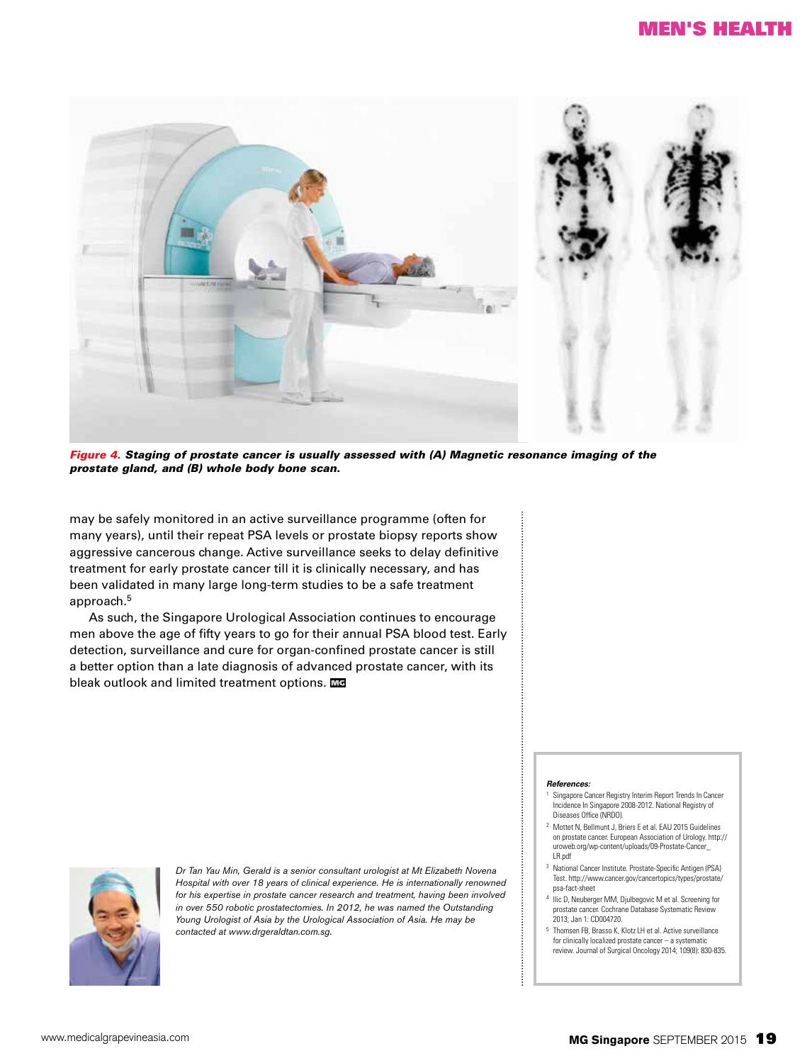*Figure 4. **Staging of prostate cancer is usually assessed with (A) Magnetic resonance imaging of the prostate gland, and (B) whole body bone scan.***

may be safely monitored in an active surveillance programme (often for many years), until their repeat PSA levels or prostate biopsy reports show aggressive cancerous change. Active surveillance seeks to delay definitive treatment for early prostate cancer till it is clinically necessary, and has been validated in many large long-term studies to be a safe treatment approach.[5]

As such, the Singapore Urological Association continues to encourage men above the age of fifty years to go for their annual PSA blood test. Early detection, surveillance and cure for organ-confined prostate cancer is still a better option than a late diagnosis of advanced prostate cancer, with its bleak outlook and limited treatment options. MG

*Dr Tan Yau Min, Gerald is a senior consultant urologist at Mt Elizabeth Novena Hospital with over 18 years of clinical experience. He is internationally renowned for his expertise in prostate cancer research and treatment, having been involved in over 550 robotic prostatectomies. In 2012, he was named the Outstanding Young Urologist of Asia by the Urological Association of Asia. He may be contacted at www.drgeraldtan.com.sg.*

***References:***

1. Singapore Cancer Registry Interim Report Trends In Cancer Incidence In Singapore 2008-2012. National Registry of Diseases Office (NRDO).
2. Mottet N, Bellmunt J, Briers E et al. EAU 2015 Guidelines on prostate cancer. European Association of Urology. http://uroweb.org/wp-content/uploads/09-Prostate-Cancer_LR.pdf
3. National Cancer Institute. Prostate-Specific Antigen (PSA) Test. http://www.cancer.gov/cancertopics/types/prostate/psa-fact-sheet
4. Ilic D, Neuberger MM, Djulbegovic M et al. Screening for prostate cancer. Cochrane Database Systematic Review 2013; Jan 1: CD004720.
5. Thomsen FB, Brasso K, Klotz LH et al. Active surveillance for clinically localized prostate cancer – a systematic review. Journal of Surgical Oncology 2014; 109(8): 830-835.